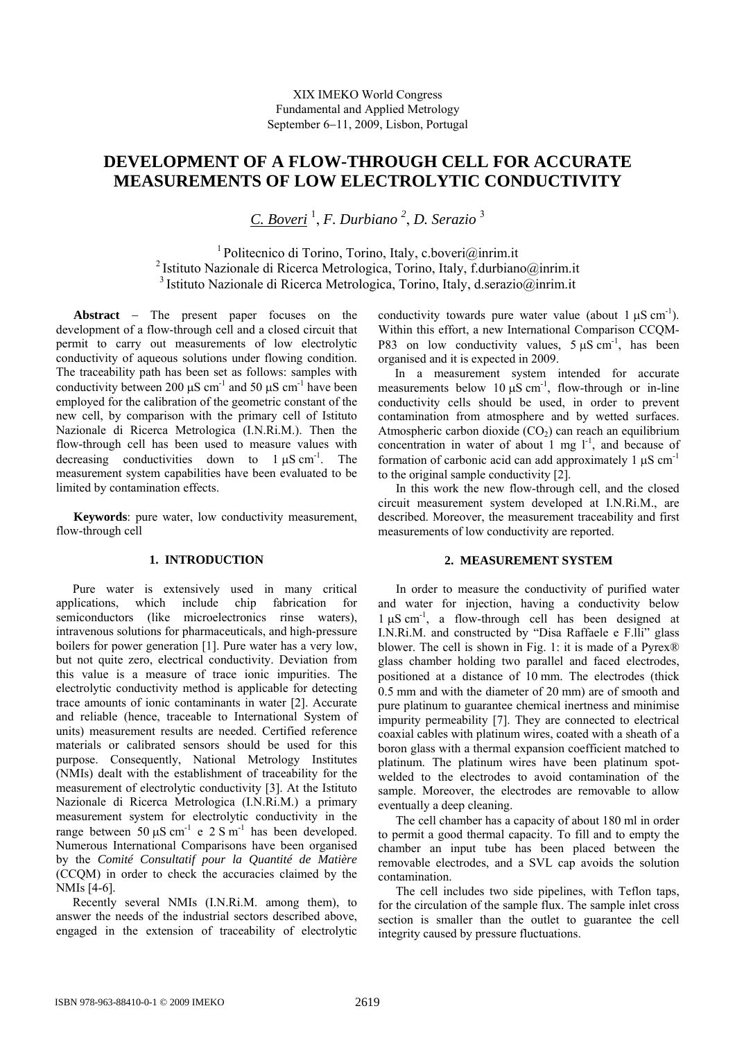XIX IMEKO World Congress
Fundamental and Applied Metrology
September 6−11, 2009, Lisbon, Portugal

# DEVELOPMENT OF A FLOW-THROUGH CELL FOR ACCURATE MEASUREMENTS OF LOW ELECTROLYTIC CONDUCTIVITY

*C. Boveri* [1], *F. Durbiano* [2], *D. Serazio* [3]

[1] Politecnico di Torino, Torino, Italy, c.boveri@inrim.it
[2] Istituto Nazionale di Ricerca Metrologica, Torino, Italy, f.durbiano@inrim.it
[3] Istituto Nazionale di Ricerca Metrologica, Torino, Italy, d.serazio@inrim.it

**Abstract** − The present paper focuses on the development of a flow-through cell and a closed circuit that permit to carry out measurements of low electrolytic conductivity of aqueous solutions under flowing condition. The traceability path has been set as follows: samples with conductivity between 200 μS cm$^{-1}$ and 50 μS cm$^{-1}$ have been employed for the calibration of the geometric constant of the new cell, by comparison with the primary cell of Istituto Nazionale di Ricerca Metrologica (I.N.Ri.M.). Then the flow-through cell has been used to measure values with decreasing conductivities down to 1 μS cm$^{-1}$. The measurement system capabilities have been evaluated to be limited by contamination effects.

**Keywords**: pure water, low conductivity measurement, flow-through cell

## 1. INTRODUCTION

Pure water is extensively used in many critical applications, which include chip fabrication for semiconductors (like microelectronics rinse waters), intravenous solutions for pharmaceuticals, and high-pressure boilers for power generation [1]. Pure water has a very low, but not quite zero, electrical conductivity. Deviation from this value is a measure of trace ionic impurities. The electrolytic conductivity method is applicable for detecting trace amounts of ionic contaminants in water [2]. Accurate and reliable (hence, traceable to International System of units) measurement results are needed. Certified reference materials or calibrated sensors should be used for this purpose. Consequently, National Metrology Institutes (NMIs) dealt with the establishment of traceability for the measurement of electrolytic conductivity [3]. At the Istituto Nazionale di Ricerca Metrologica (I.N.Ri.M.) a primary measurement system for electrolytic conductivity in the range between 50 μS cm$^{-1}$ e 2 S m$^{-1}$ has been developed. Numerous International Comparisons have been organised by the *Comité Consultatif pour la Quantité de Matière* (CCQM) in order to check the accuracies claimed by the NMIs [4-6].

Recently several NMIs (I.N.Ri.M. among them), to answer the needs of the industrial sectors described above, engaged in the extension of traceability of electrolytic conductivity towards pure water value (about 1 μS cm$^{-1}$). Within this effort, a new International Comparison CCQM-P83 on low conductivity values, 5 μS cm$^{-1}$, has been organised and it is expected in 2009.

In a measurement system intended for accurate measurements below 10 μS cm$^{-1}$, flow-through or in-line conductivity cells should be used, in order to prevent contamination from atmosphere and by wetted surfaces. Atmospheric carbon dioxide ($CO_2$) can reach an equilibrium concentration in water of about 1 mg l$^{-1}$, and because of formation of carbonic acid can add approximately 1 μS cm$^{-1}$ to the original sample conductivity [2].

In this work the new flow-through cell, and the closed circuit measurement system developed at I.N.Ri.M., are described. Moreover, the measurement traceability and first measurements of low conductivity are reported.

## 2. MEASUREMENT SYSTEM

In order to measure the conductivity of purified water and water for injection, having a conductivity below 1 μS cm$^{-1}$, a flow-through cell has been designed at I.N.Ri.M. and constructed by "Disa Raffaele e F.lli" glass blower. The cell is shown in Fig. 1: it is made of a Pyrex® glass chamber holding two parallel and faced electrodes, positioned at a distance of 10 mm. The electrodes (thick 0.5 mm and with the diameter of 20 mm) are of smooth and pure platinum to guarantee chemical inertness and minimise impurity permeability [7]. They are connected to electrical coaxial cables with platinum wires, coated with a sheath of a boron glass with a thermal expansion coefficient matched to platinum. The platinum wires have been platinum spot-welded to the electrodes to avoid contamination of the sample. Moreover, the electrodes are removable to allow eventually a deep cleaning.

The cell chamber has a capacity of about 180 ml in order to permit a good thermal capacity. To fill and to empty the chamber an input tube has been placed between the removable electrodes, and a SVL cap avoids the solution contamination.

The cell includes two side pipelines, with Teflon taps, for the circulation of the sample flux. The sample inlet cross section is smaller than the outlet to guarantee the cell integrity caused by pressure fluctuations.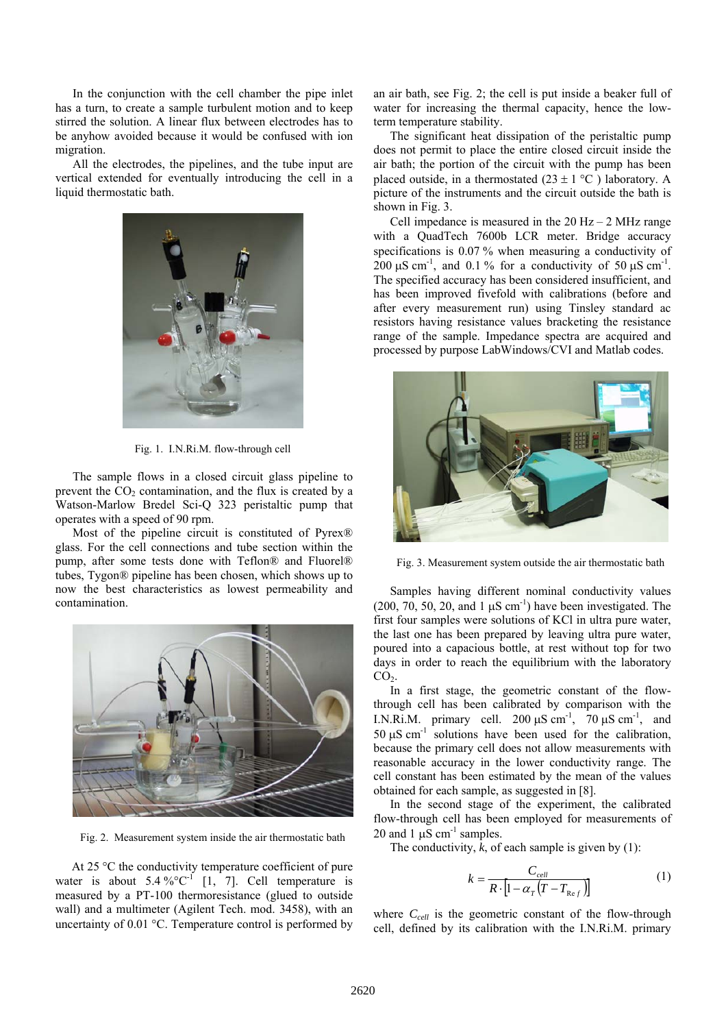In the conjunction with the cell chamber the pipe inlet has a turn, to create a sample turbulent motion and to keep stirred the solution. A linear flux between electrodes has to be anyhow avoided because it would be confused with ion migration.

All the electrodes, the pipelines, and the tube input are vertical extended for eventually introducing the cell in a liquid thermostatic bath.

Fig. 1. I.N.Ri.M. flow-through cell

The sample flows in a closed circuit glass pipeline to prevent the $CO_2$ contamination, and the flux is created by a Watson-Marlow Bredel Sci-Q 323 peristaltic pump that operates with a speed of 90 rpm.

Most of the pipeline circuit is constituted of Pyrex® glass. For the cell connections and tube section within the pump, after some tests done with Teflon® and Fluorel® tubes, Tygon® pipeline has been chosen, which shows up to now the best characteristics as lowest permeability and contamination.

Fig. 2. Measurement system inside the air thermostatic bath

At 25 °C the conductivity temperature coefficient of pure water is about 5.4 %°C$^{-1}$ [1, 7]. Cell temperature is measured by a PT-100 thermoresistance (glued to outside wall) and a multimeter (Agilent Tech. mod. 3458), with an uncertainty of 0.01 °C. Temperature control is performed by an air bath, see Fig. 2; the cell is put inside a beaker full of water for increasing the thermal capacity, hence the low-term temperature stability.

The significant heat dissipation of the peristaltic pump does not permit to place the entire closed circuit inside the air bath; the portion of the circuit with the pump has been placed outside, in a thermostated (23 ± 1 °C ) laboratory. A picture of the instruments and the circuit outside the bath is shown in Fig. 3.

Cell impedance is measured in the 20 Hz – 2 MHz range with a QuadTech 7600b LCR meter. Bridge accuracy specifications is 0.07 % when measuring a conductivity of 200 μS cm$^{-1}$, and 0.1 % for a conductivity of 50 μS cm$^{-1}$. The specified accuracy has been considered insufficient, and has been improved fivefold with calibrations (before and after every measurement run) using Tinsley standard ac resistors having resistance values bracketing the resistance range of the sample. Impedance spectra are acquired and processed by purpose LabWindows/CVI and Matlab codes.

Fig. 3. Measurement system outside the air thermostatic bath

Samples having different nominal conductivity values (200, 70, 50, 20, and 1 μS cm$^{-1}$) have been investigated. The first four samples were solutions of KCl in ultra pure water, the last one has been prepared by leaving ultra pure water, poured into a capacious bottle, at rest without top for two days in order to reach the equilibrium with the laboratory $CO_2$.

In a first stage, the geometric constant of the flow-through cell has been calibrated by comparison with the I.N.Ri.M. primary cell. 200 μS cm$^{-1}$, 70 μS cm$^{-1}$, and 50 μS cm$^{-1}$ solutions have been used for the calibration, because the primary cell does not allow measurements with reasonable accuracy in the lower conductivity range. The cell constant has been estimated by the mean of the values obtained for each sample, as suggested in [8].

In the second stage of the experiment, the calibrated flow-through cell has been employed for measurements of 20 and 1 μS cm$^{-1}$ samples.

The conductivity, $k$, of each sample is given by (1):

$$k = \frac{C_{cell}}{R \cdot \left[1 - \alpha_T \left(T - T_{\mathrm{Ref}}\right)\right]} \tag{1}$$

where $C_{cell}$ is the geometric constant of the flow-through cell, defined by its calibration with the I.N.Ri.M. primary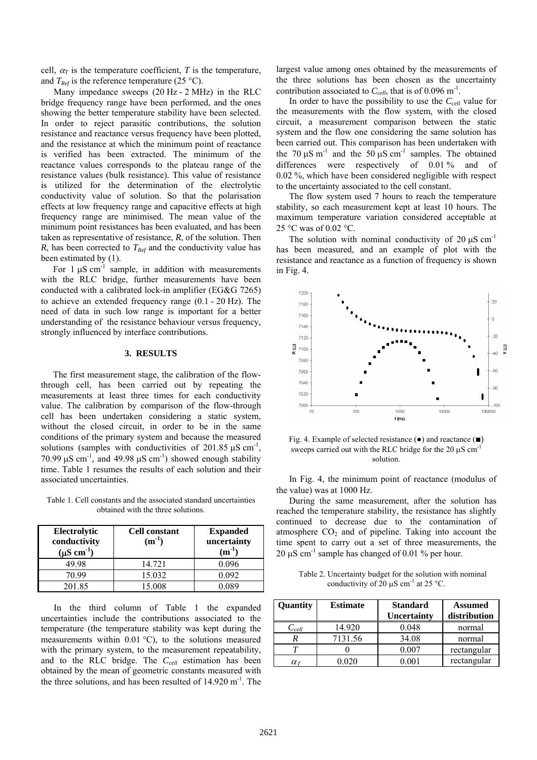cell, $\alpha_T$ is the temperature coefficient, $T$ is the temperature, and $T_{Ref}$ is the reference temperature (25 °C).

Many impedance sweeps (20 Hz - 2 MHz) in the RLC bridge frequency range have been performed, and the ones showing the better temperature stability have been selected. In order to reject parasitic contributions, the solution resistance and reactance versus frequency have been plotted, and the resistance at which the minimum point of reactance is verified has been extracted. The minimum of the reactance values corresponds to the plateau range of the resistance values (bulk resistance). This value of resistance is utilized for the determination of the electrolytic conductivity value of solution. So that the polarisation effects at low frequency range and capacitive effects at high frequency range are minimised. The mean value of the minimum point resistances has been evaluated, and has been taken as representative of resistance, $R$, of the solution. Then $R$, has been corrected to $T_{Ref}$ and the conductivity value has been estimated by (1).

For 1 μS cm$^{-1}$ sample, in addition with measurements with the RLC bridge, further measurements have been conducted with a calibrated lock-in amplifier (EG&G 7265) to achieve an extended frequency range (0.1 - 20 Hz). The need of data in such low range is important for a better understanding of the resistance behaviour versus frequency, strongly influenced by interface contributions.

## 3. RESULTS

The first measurement stage, the calibration of the flow-through cell, has been carried out by repeating the measurements at least three times for each conductivity value. The calibration by comparison of the flow-through cell has been undertaken considering a static system, without the closed circuit, in order to be in the same conditions of the primary system and because the measured solutions (samples with conductivities of 201.85 μS cm$^{-1}$, 70.99 μS cm$^{-1}$, and 49.98 μS cm$^{-1}$) showed enough stability time. Table 1 resumes the results of each solution and their associated uncertainties.

Table 1. Cell constants and the associated standard uncertainties obtained with the three solutions.

| Electrolytic conductivity (μS cm$^{-1}$) | Cell constant (m$^{-1}$) | Expanded uncertainty (m$^{-1}$) |
|---|---|---|
| 49.98 | 14.721 | 0.096 |
| 70.99 | 15.032 | 0.092 |
| 201.85 | 15.008 | 0.089 |

In the third column of Table 1 the expanded uncertainties include the contributions associated to the temperature (the temperature stability was kept during the measurements within 0.01 °C), to the solutions measured with the primary system, to the measurement repeatability, and to the RLC bridge. The $C_{cell}$ estimation has been obtained by the mean of geometric constants measured with the three solutions, and has been resulted of 14.920 m$^{-1}$. The largest value among ones obtained by the measurements of the three solutions has been chosen as the uncertainty contribution associated to $C_{cell}$, that is of 0.096 m$^{-1}$.

In order to have the possibility to use the $C_{cell}$ value for the measurements with the flow system, with the closed circuit, a measurement comparison between the static system and the flow one considering the same solution has been carried out. This comparison has been undertaken with the 70 μS m$^{-1}$ and the 50 μS cm$^{-1}$ samples. The obtained differences were respectively of 0.01 % and of 0.02 %, which have been considered negligible with respect to the uncertainty associated to the cell constant.

The flow system used 7 hours to reach the temperature stability, so each measurement kept at least 10 hours. The maximum temperature variation considered acceptable at 25 °C was of 0.02 °C.

The solution with nominal conductivity of 20 μS cm$^{-1}$ has been measured, and an example of plot with the resistance and reactance as a function of frequency is shown in Fig. 4.

Fig. 4. Example of selected resistance (●) and reactance (■) sweeps carried out with the RLC bridge for the 20 μS cm$^{-1}$ solution.

In Fig. 4, the minimum point of reactance (modulus of the value) was at 1000 Hz.

During the same measurement, after the solution has reached the temperature stability, the resistance has slightly continued to decrease due to the contamination of atmosphere $CO_2$ and of pipeline. Taking into account the time spent to carry out a set of three measurements, the 20 μS cm$^{-1}$ sample has changed of 0.01 % per hour.

Table 2. Uncertainty budget for the solution with nominal conductivity of 20 μS cm$^{-1}$ at 25 °C.

| Quantity | Estimate | Standard Uncertainty | Assumed distribution |
|---|---|---|---|
| $C_{cell}$ | 14.920 | 0.048 | normal |
| $R$ | 7131.56 | 34.08 | normal |
| $T$ | 0 | 0.007 | rectangular |
| $\alpha_T$ | 0.020 | 0.001 | rectangular |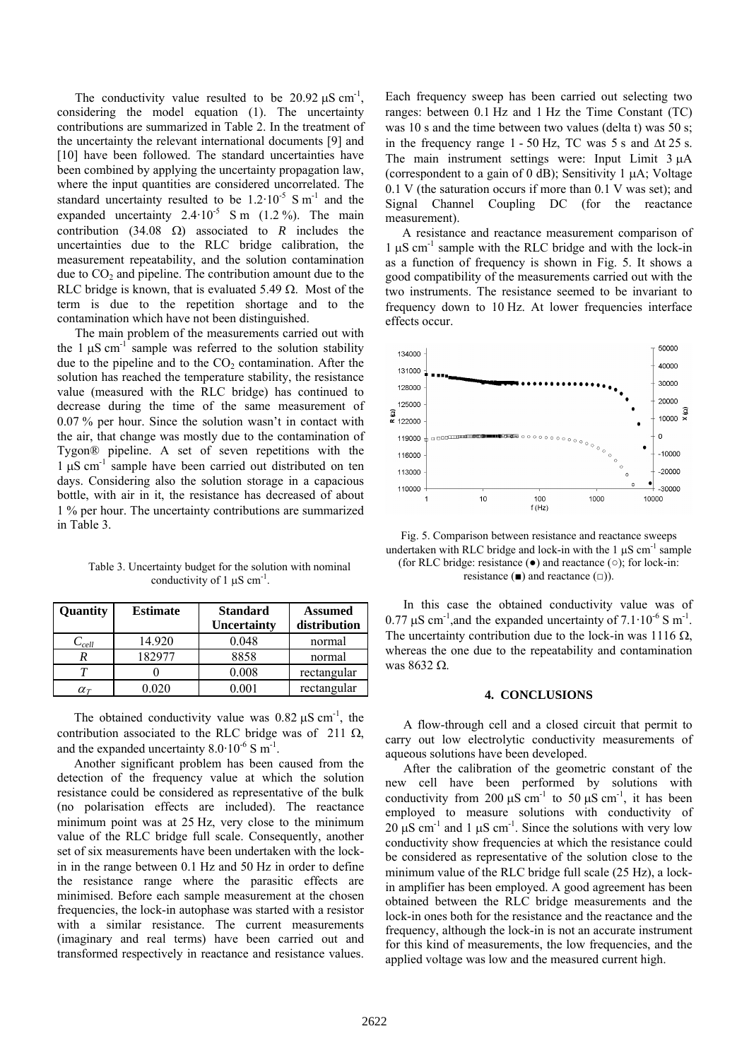The conductivity value resulted to be 20.92 μS cm$^{-1}$, considering the model equation (1). The uncertainty contributions are summarized in Table 2. In the treatment of the uncertainty the relevant international documents [9] and [10] have been followed. The standard uncertainties have been combined by applying the uncertainty propagation law, where the input quantities are considered uncorrelated. The standard uncertainty resulted to be $1.2 \cdot 10^{-5}$ S m$^{-1}$ and the expanded uncertainty $2.4 \cdot 10^{-5}$ S m (1.2 %). The main contribution (34.08 Ω) associated to $R$ includes the uncertainties due to the RLC bridge calibration, the measurement repeatability, and the solution contamination due to $CO_2$ and pipeline. The contribution amount due to the RLC bridge is known, that is evaluated 5.49 Ω. Most of the term is due to the repetition shortage and to the contamination which have not been distinguished.

The main problem of the measurements carried out with the 1 μS cm$^{-1}$ sample was referred to the solution stability due to the pipeline and to the $CO_2$ contamination. After the solution has reached the temperature stability, the resistance value (measured with the RLC bridge) has continued to decrease during the time of the same measurement of 0.07 % per hour. Since the solution wasn't in contact with the air, that change was mostly due to the contamination of Tygon® pipeline. A set of seven repetitions with the 1 μS cm$^{-1}$ sample have been carried out distributed on ten days. Considering also the solution storage in a capacious bottle, with air in it, the resistance has decreased of about 1 % per hour. The uncertainty contributions are summarized in Table 3.

Table 3. Uncertainty budget for the solution with nominal conductivity of 1 μS cm$^{-1}$.

| Quantity | Estimate | Standard Uncertainty | Assumed distribution |
|---|---|---|---|
| $C_{cell}$ | 14.920 | 0.048 | normal |
| $R$ | 182977 | 8858 | normal |
| $T$ | 0 | 0.008 | rectangular |
| $\alpha_T$ | 0.020 | 0.001 | rectangular |

The obtained conductivity value was 0.82 μS cm$^{-1}$, the contribution associated to the RLC bridge was of 211 Ω, and the expanded uncertainty $8.0 \cdot 10^{-6}$ S m$^{-1}$.

Another significant problem has been caused from the detection of the frequency value at which the solution resistance could be considered as representative of the bulk (no polarisation effects are included). The reactance minimum point was at 25 Hz, very close to the minimum value of the RLC bridge full scale. Consequently, another set of six measurements have been undertaken with the lock-in in the range between 0.1 Hz and 50 Hz in order to define the resistance range where the parasitic effects are minimised. Before each sample measurement at the chosen frequencies, the lock-in autophase was started with a resistor with a similar resistance. The current measurements (imaginary and real terms) have been carried out and transformed respectively in reactance and resistance values. Each frequency sweep has been carried out selecting two ranges: between 0.1 Hz and 1 Hz the Time Constant (TC) was 10 s and the time between two values (delta t) was 50 s; in the frequency range 1 - 50 Hz, TC was 5 s and Δt 25 s. The main instrument settings were: Input Limit 3 μA (correspondent to a gain of 0 dB); Sensitivity 1 μA; Voltage 0.1 V (the saturation occurs if more than 0.1 V was set); and Signal Channel Coupling DC (for the reactance measurement).

A resistance and reactance measurement comparison of 1 μS cm$^{-1}$ sample with the RLC bridge and with the lock-in as a function of frequency is shown in Fig. 5. It shows a good compatibility of the measurements carried out with the two instruments. The resistance seemed to be invariant to frequency down to 10 Hz. At lower frequencies interface effects occur.

Fig. 5. Comparison between resistance and reactance sweeps undertaken with RLC bridge and lock-in with the 1 μS cm$^{-1}$ sample (for RLC bridge: resistance (●) and reactance (○); for lock-in: resistance (■) and reactance (□)).

In this case the obtained conductivity value was of 0.77 μS cm$^{-1}$, and the expanded uncertainty of $7.1 \cdot 10^{-6}$ S m$^{-1}$. The uncertainty contribution due to the lock-in was 1116 Ω, whereas the one due to the repeatability and contamination was 8632 Ω.

## 4. CONCLUSIONS

A flow-through cell and a closed circuit that permit to carry out low electrolytic conductivity measurements of aqueous solutions have been developed.

After the calibration of the geometric constant of the new cell have been performed by solutions with conductivity from 200 μS cm$^{-1}$ to 50 μS cm$^{-1}$, it has been employed to measure solutions with conductivity of 20 μS cm$^{-1}$ and 1 μS cm$^{-1}$. Since the solutions with very low conductivity show frequencies at which the resistance could be considered as representative of the solution close to the minimum value of the RLC bridge full scale (25 Hz), a lock-in amplifier has been employed. A good agreement has been obtained between the RLC bridge measurements and the lock-in ones both for the resistance and the reactance and the frequency, although the lock-in is not an accurate instrument for this kind of measurements, the low frequencies, and the applied voltage was low and the measured current high.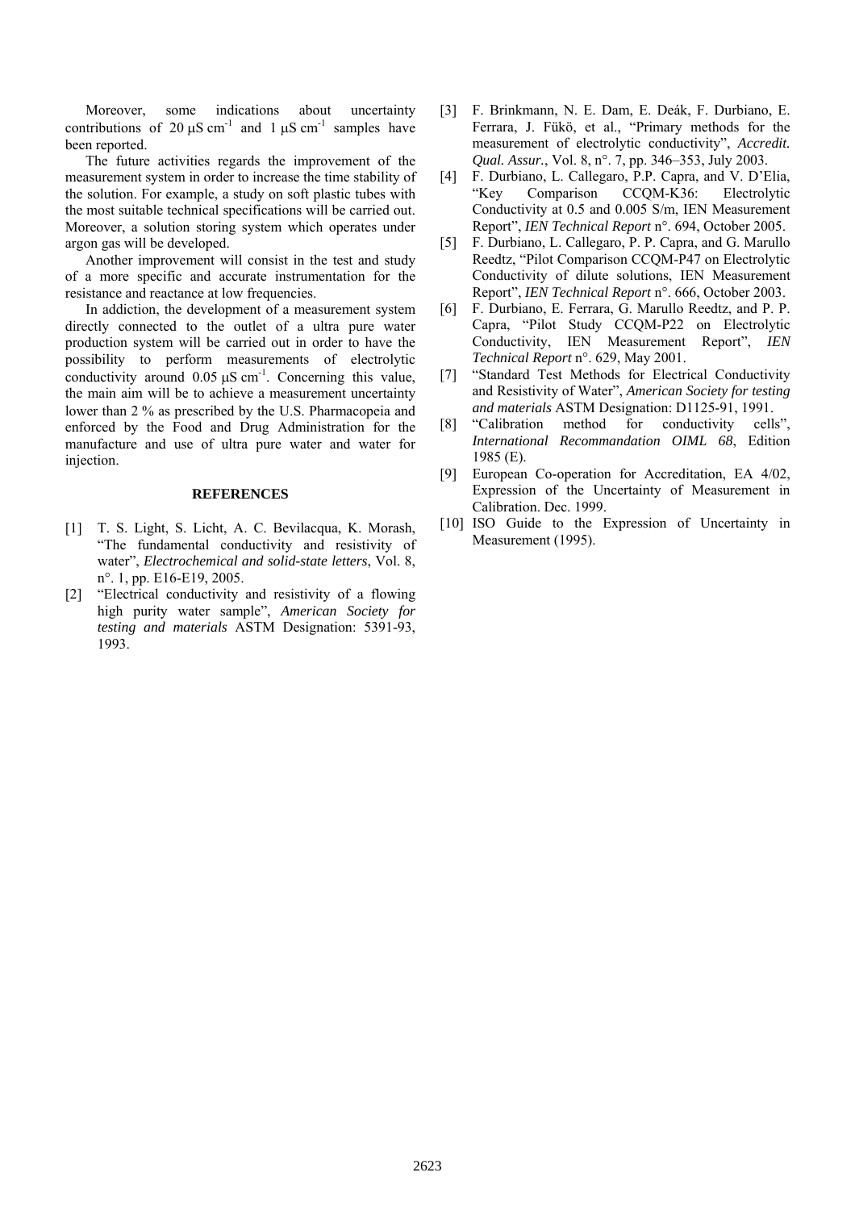Moreover, some indications about uncertainty contributions of 20 μS cm$^{-1}$ and 1 μS cm$^{-1}$ samples have been reported.

The future activities regards the improvement of the measurement system in order to increase the time stability of the solution. For example, a study on soft plastic tubes with the most suitable technical specifications will be carried out. Moreover, a solution storing system which operates under argon gas will be developed.

Another improvement will consist in the test and study of a more specific and accurate instrumentation for the resistance and reactance at low frequencies.

In addiction, the development of a measurement system directly connected to the outlet of a ultra pure water production system will be carried out in order to have the possibility to perform measurements of electrolytic conductivity around 0.05 μS cm$^{-1}$. Concerning this value, the main aim will be to achieve a measurement uncertainty lower than 2 % as prescribed by the U.S. Pharmacopeia and enforced by the Food and Drug Administration for the manufacture and use of ultra pure water and water for injection.

## REFERENCES

[1] T. S. Light, S. Licht, A. C. Bevilacqua, K. Morash, "The fundamental conductivity and resistivity of water", *Electrochemical and solid-state letters*, Vol. 8, n°. 1, pp. E16-E19, 2005.

[2] "Electrical conductivity and resistivity of a flowing high purity water sample", *American Society for testing and materials* ASTM Designation: 5391-93, 1993.

[3] F. Brinkmann, N. E. Dam, E. Deák, F. Durbiano, E. Ferrara, J. Fükö, et al., "Primary methods for the measurement of electrolytic conductivity", *Accredit. Qual. Assur.*, Vol. 8, n°. 7, pp. 346–353, July 2003.

[4] F. Durbiano, L. Callegaro, P.P. Capra, and V. D'Elia, "Key Comparison CCQM-K36: Electrolytic Conductivity at 0.5 and 0.005 S/m, IEN Measurement Report", *IEN Technical Report* n°. 694, October 2005.

[5] F. Durbiano, L. Callegaro, P. P. Capra, and G. Marullo Reedtz, "Pilot Comparison CCQM-P47 on Electrolytic Conductivity of dilute solutions, IEN Measurement Report", *IEN Technical Report* n°. 666, October 2003.

[6] F. Durbiano, E. Ferrara, G. Marullo Reedtz, and P. P. Capra, "Pilot Study CCQM-P22 on Electrolytic Conductivity, IEN Measurement Report", *IEN Technical Report* n°. 629, May 2001.

[7] "Standard Test Methods for Electrical Conductivity and Resistivity of Water", *American Society for testing and materials* ASTM Designation: D1125-91, 1991.

[8] "Calibration method for conductivity cells", *International Recommandation OIML 68*, Edition 1985 (E).

[9] European Co-operation for Accreditation, EA 4/02, Expression of the Uncertainty of Measurement in Calibration. Dec. 1999.

[10] ISO Guide to the Expression of Uncertainty in Measurement (1995).